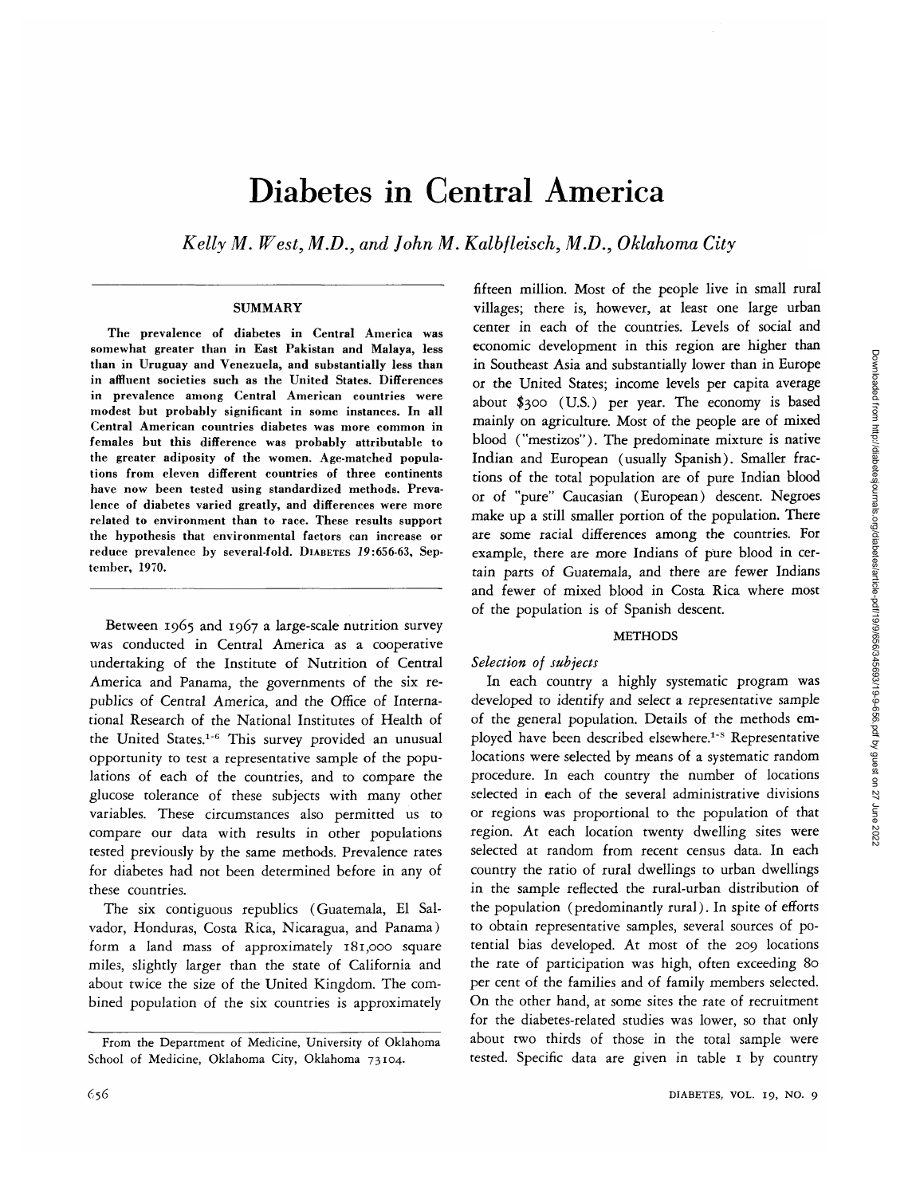# Diabetes in Central America

*Kelly M. West, M.D., and John M. Kalbfleisch, M.D., Oklahoma City*

## SUMMARY

**The prevalence of diabetes in Central America was somewhat greater than in East Pakistan and Malaya, less than in Uruguay and Venezuela, and substantially less than in affluent societies such as the United States. Differences in prevalence among Central American countries were modest but probably significant in some instances. In all Central American countries diabetes was more common in females but this difference was probably attributable to the greater adiposity of the women. Age-matched populations from eleven different countries of three continents have now been tested using standardized methods. Prevalence of diabetes varied greatly, and differences were more related to environment than to race. These results support the hypothesis that environmental factors can increase or reduce prevalence by several-fold.** DIABETES *19*:656-63, September, 1970.

Between 1965 and 1967 a large-scale nutrition survey was conducted in Central America as a cooperative undertaking of the Institute of Nutrition of Central America and Panama, the governments of the six republics of Central America, and the Office of International Research of the National Institutes of Health of the United States.[1-6] This survey provided an unusual opportunity to test a representative sample of the populations of each of the countries, and to compare the glucose tolerance of these subjects with many other variables. These circumstances also permitted us to compare our data with results in other populations tested previously by the same methods. Prevalence rates for diabetes had not been determined before in any of these countries.

The six contiguous republics (Guatemala, El Salvador, Honduras, Costa Rica, Nicaragua, and Panama) form a land mass of approximately 181,000 square miles, slightly larger than the state of California and about twice the size of the United Kingdom. The combined population of the six countries is approximately fifteen million. Most of the people live in small rural villages; there is, however, at least one large urban center in each of the countries. Levels of social and economic development in this region are higher than in Southeast Asia and substantially lower than in Europe or the United States; income levels per capita average about $300 (U.S.) per year. The economy is based mainly on agriculture. Most of the people are of mixed blood ("mestizos"). The predominate mixture is native Indian and European (usually Spanish). Smaller fractions of the total population are of pure Indian blood or of "pure" Caucasian (European) descent. Negroes make up a still smaller portion of the population. There are some racial differences among the countries. For example, there are more Indians of pure blood in certain parts of Guatemala, and there are fewer Indians and fewer of mixed blood in Costa Rica where most of the population is of Spanish descent.

## METHODS

### *Selection of subjects*

In each country a highly systematic program was developed to identify and select a representative sample of the general population. Details of the methods employed have been described elsewhere.[1-5] Representative locations were selected by means of a systematic random procedure. In each country the number of locations selected in each of the several administrative divisions or regions was proportional to the population of that region. At each location twenty dwelling sites were selected at random from recent census data. In each country the ratio of rural dwellings to urban dwellings in the sample reflected the rural-urban distribution of the population (predominantly rural). In spite of efforts to obtain representative samples, several sources of potential bias developed. At most of the 209 locations the rate of participation was high, often exceeding 80 per cent of the families and of family members selected. On the other hand, at some sites the rate of recruitment for the diabetes-related studies was lower, so that only about two thirds of those in the total sample were tested. Specific data are given in table 1 by country

From the Department of Medicine, University of Oklahoma School of Medicine, Oklahoma City, Oklahoma 73104.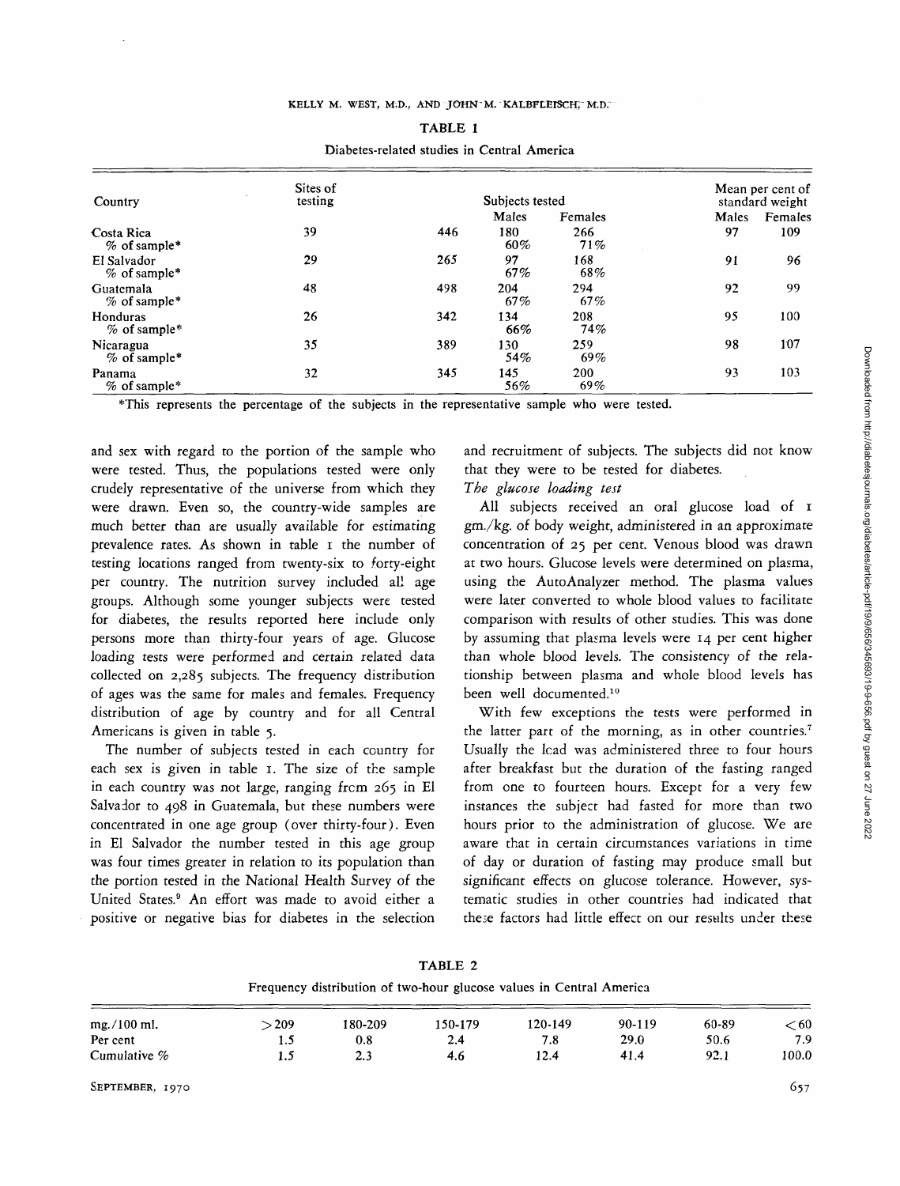TABLE 1

Diabetes-related studies in Central America

| Country | Sites of testing | Subjects tested | | | Mean per cent of standard weight | |
|---|---|---|---|---|---|---|
| | | | Males | Females | Males | Females |
| Costa Rica | 39 | 446 | 180 | 266 | 97 | 109 |
| % of sample* | | | 60% | 71% | | |
| El Salvador | 29 | 265 | 97 | 168 | 91 | 96 |
| % of sample* | | | 67% | 68% | | |
| Guatemala | 48 | 498 | 204 | 294 | 92 | 99 |
| % of sample* | | | 67% | 67% | | |
| Honduras | 26 | 342 | 134 | 208 | 95 | 100 |
| % of sample* | | | 66% | 74% | | |
| Nicaragua | 35 | 389 | 130 | 259 | 98 | 107 |
| % of sample* | | | 54% | 69% | | |
| Panama | 32 | 345 | 145 | 200 | 93 | 103 |
| % of sample* | | | 56% | 69% | | |

*This represents the percentage of the subjects in the representative sample who were tested.

and sex with regard to the portion of the sample who were tested. Thus, the populations tested were only crudely representative of the universe from which they were drawn. Even so, the country-wide samples are much better than are usually available for estimating prevalence rates. As shown in table 1 the number of testing locations ranged from twenty-six to forty-eight per country. The nutrition survey included all age groups. Although some younger subjects were tested for diabetes, the results reported here include only persons more than thirty-four years of age. Glucose loading tests were performed and certain related data collected on 2,285 subjects. The frequency distribution of ages was the same for males and females. Frequency distribution of age by country and for all Central Americans is given in table 5.

The number of subjects tested in each country for each sex is given in table 1. The size of the sample in each country was not large, ranging from 265 in El Salvador to 498 in Guatemala, but these numbers were concentrated in one age group (over thirty-four). Even in El Salvador the number tested in this age group was four times greater in relation to its population than the portion tested in the National Health Survey of the United States.[9] An effort was made to avoid either a positive or negative bias for diabetes in the selection and recruitment of subjects. The subjects did not know that they were to be tested for diabetes.

*The glucose loading test*

All subjects received an oral glucose load of 1 gm./kg. of body weight, administered in an approximate concentration of 25 per cent. Venous blood was drawn at two hours. Glucose levels were determined on plasma, using the AutoAnalyzer method. The plasma values were later converted to whole blood values to facilitate comparison with results of other studies. This was done by assuming that plasma levels were 14 per cent higher than whole blood levels. The consistency of the relationship between plasma and whole blood levels has been well documented.[10]

With few exceptions the tests were performed in the latter part of the morning, as in other countries.[7] Usually the load was administered three to four hours after breakfast but the duration of the fasting ranged from one to fourteen hours. Except for a very few instances the subject had fasted for more than two hours prior to the administration of glucose. We are aware that in certain circumstances variations in time of day or duration of fasting may produce small but significant effects on glucose tolerance. However, systematic studies in other countries had indicated that these factors had little effect on our results under these

TABLE 2

Frequency distribution of two-hour glucose values in Central America

| mg./100 ml. | >209 | 180-209 | 150-179 | 120-149 | 90-119 | 60-89 | <60 |
|---|---|---|---|---|---|---|---|
| Per cent | 1.5 | 0.8 | 2.4 | 7.8 | 29.0 | 50.6 | 7.9 |
| Cumulative % | 1.5 | 2.3 | 4.6 | 12.4 | 41.4 | 92.1 | 100.0 |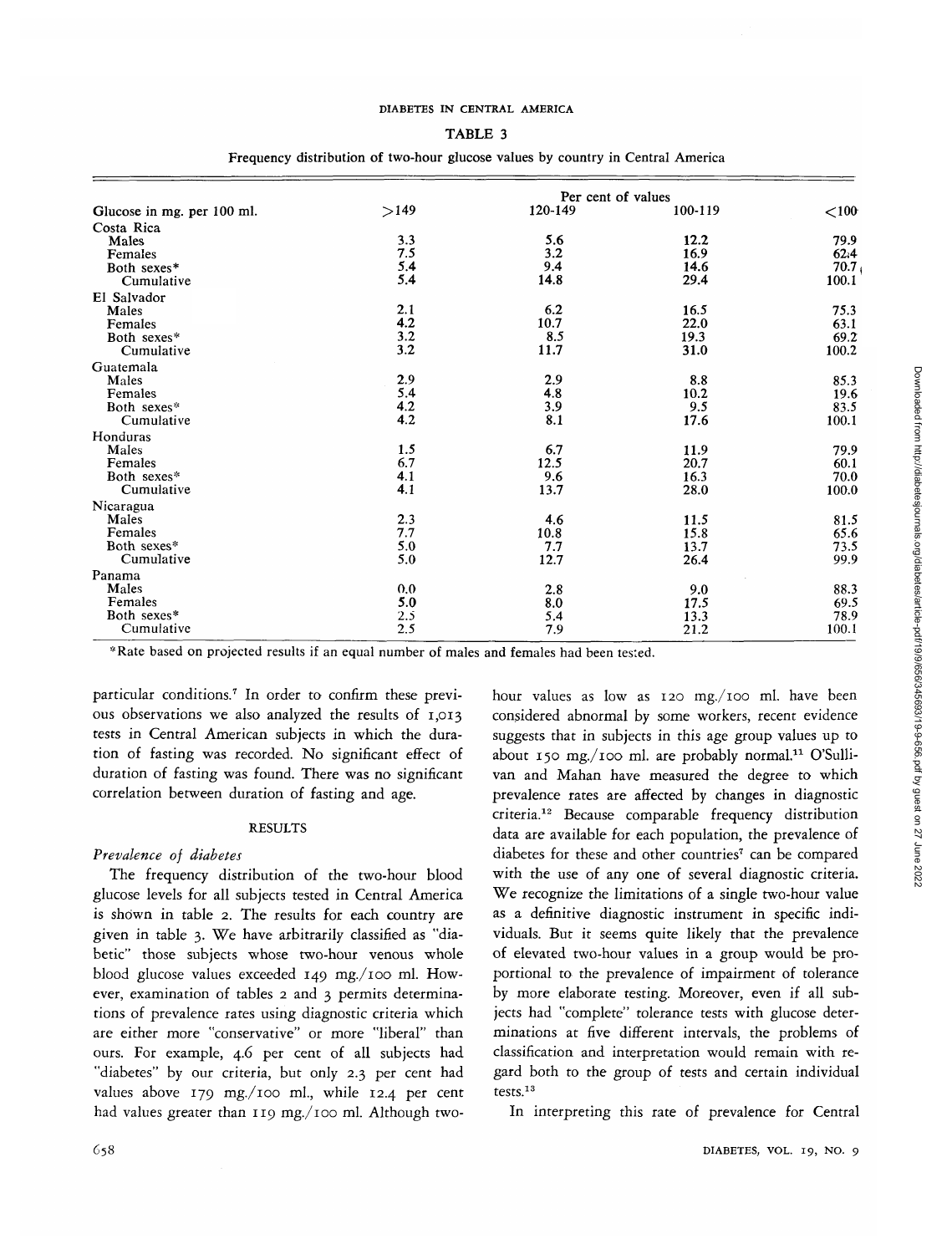TABLE 3

Frequency distribution of two-hour glucose values by country in Central America

| Glucose in mg. per 100 ml. | Per cent of values | | | |
|---|---|---|---|---|
| | >149 | 120-149 | 100-119 | <100 |
| Costa Rica | | | | |
| Males | 3.3 | 5.6 | 12.2 | 79.9 |
| Females | 7.5 | 3.2 | 16.9 | 62.4 |
| Both sexes* | 5.4 | 9.4 | 14.6 | 70.7 |
| Cumulative | 5.4 | 14.8 | 29.4 | 100.1 |
| El Salvador | | | | |
| Males | 2.1 | 6.2 | 16.5 | 75.3 |
| Females | 4.2 | 10.7 | 22.0 | 63.1 |
| Both sexes* | 3.2 | 8.5 | 19.3 | 69.2 |
| Cumulative | 3.2 | 11.7 | 31.0 | 100.2 |
| Guatemala | | | | |
| Males | 2.9 | 2.9 | 8.8 | 85.3 |
| Females | 5.4 | 4.8 | 10.2 | 19.6 |
| Both sexes* | 4.2 | 3.9 | 9.5 | 83.5 |
| Cumulative | 4.2 | 8.1 | 17.6 | 100.1 |
| Honduras | | | | |
| Males | 1.5 | 6.7 | 11.9 | 79.9 |
| Females | 6.7 | 12.5 | 20.7 | 60.1 |
| Both sexes* | 4.1 | 9.6 | 16.3 | 70.0 |
| Cumulative | 4.1 | 13.7 | 28.0 | 100.0 |
| Nicaragua | | | | |
| Males | 2.3 | 4.6 | 11.5 | 81.5 |
| Females | 7.7 | 10.8 | 15.8 | 65.6 |
| Both sexes* | 5.0 | 7.7 | 13.7 | 73.5 |
| Cumulative | 5.0 | 12.7 | 26.4 | 99.9 |
| Panama | | | | |
| Males | 0.0 | 2.8 | 9.0 | 88.3 |
| Females | 5.0 | 8.0 | 17.5 | 69.5 |
| Both sexes* | 2.5 | 5.4 | 13.3 | 78.9 |
| Cumulative | 2.5 | 7.9 | 21.2 | 100.1 |

*Rate based on projected results if an equal number of males and females had been tested.

particular conditions.[7] In order to confirm these previous observations we also analyzed the results of 1,013 tests in Central American subjects in which the duration of fasting was recorded. No significant effect of duration of fasting was found. There was no significant correlation between duration of fasting and age.

## RESULTS

### *Prevalence of diabetes*

The frequency distribution of the two-hour blood glucose levels for all subjects tested in Central America is shown in table 2. The results for each country are given in table 3. We have arbitrarily classified as "diabetic" those subjects whose two-hour venous whole blood glucose values exceeded 149 mg./100 ml. However, examination of tables 2 and 3 permits determinations of prevalence rates using diagnostic criteria which are either more "conservative" or more "liberal" than ours. For example, 4.6 per cent of all subjects had "diabetes" by our criteria, but only 2.3 per cent had values above 179 mg./100 ml., while 12.4 per cent had values greater than 119 mg./100 ml. Although two-hour values as low as 120 mg./100 ml. have been considered abnormal by some workers, recent evidence suggests that in subjects in this age group values up to about 150 mg./100 ml. are probably normal.[11] O'Sullivan and Mahan have measured the degree to which prevalence rates are affected by changes in diagnostic criteria.[12] Because comparable frequency distribution data are available for each population, the prevalence of diabetes for these and other countries[7] can be compared with the use of any one of several diagnostic criteria. We recognize the limitations of a single two-hour value as a definitive diagnostic instrument in specific individuals. But it seems quite likely that the prevalence of elevated two-hour values in a group would be proportional to the prevalence of impairment of tolerance by more elaborate testing. Moreover, even if all subjects had "complete" tolerance tests with glucose determinations at five different intervals, the problems of classification and interpretation would remain with regard both to the group of tests and certain individual tests.[13]

In interpreting this rate of prevalence for Central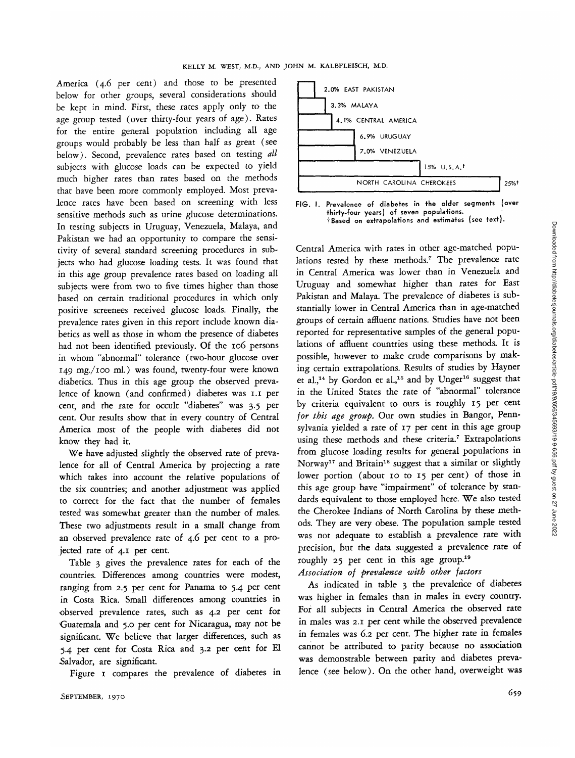America (4.6 per cent) and those to be presented below for other groups, several considerations should be kept in mind. First, these rates apply only to the age group tested (over thirty-four years of age). Rates for the entire general population including all age groups would probably be less than half as great (see below). Second, prevalence rates based on testing *all* subjects with glucose loads can be expected to yield much higher rates than rates based on the methods that have been more commonly employed. Most prevalence rates have been based on screening with less sensitive methods such as urine glucose determinations. In testing subjects in Uruguay, Venezuela, Malaya, and Pakistan we had an opportunity to compare the sensitivity of several standard screening procedures in subjects who had glucose loading tests. It was found that in this age group prevalence rates based on loading all subjects were from two to five times higher than those based on certain traditional procedures in which only positive screenees received glucose loads. Finally, the prevalence rates given in this report include known diabetics as well as those in whom the presence of diabetes had not been identified previously. Of the 106 persons in whom "abnormal" tolerance (two-hour glucose over 149 mg./100 ml.) was found, twenty-four were known diabetics. Thus in this age group the observed prevalence of known (and confirmed) diabetes was 1.1 per cent, and the rate for occult "diabetes" was 3.5 per cent. Our results show that in every country of Central America most of the people with diabetes did not know they had it.

We have adjusted slightly the observed rate of prevalence for all of Central America by projecting a rate which takes into account the relative populations of the six countries; and another adjustment was applied to correct for the fact that the number of females tested was somewhat greater than the number of males. These two adjustments result in a small change from an observed prevalence rate of 4.6 per cent to a projected rate of 4.1 per cent.

Table 3 gives the prevalence rates for each of the countries. Differences among countries were modest, ranging from 2.5 per cent for Panama to 5.4 per cent in Costa Rica. Small differences among countries in observed prevalence rates, such as 4.2 per cent for Guatemala and 5.0 per cent for Nicaragua, may not be significant. We believe that larger differences, such as 5.4 per cent for Costa Rica and 3.2 per cent for El Salvador, are significant.

Figure 1 compares the prevalence of diabetes in Central America with rates in other age-matched populations tested by these methods.[7] The prevalence rate in Central America was lower than in Venezuela and Uruguay and somewhat higher than rates for East Pakistan and Malaya. The prevalence of diabetes is substantially lower in Central America than in age-matched groups of certain affluent nations. Studies have not been reported for representative samples of the general populations of affluent countries using these methods. It is possible, however to make crude comparisons by making certain extrapolations. Results of studies by Hayner et al.,[14] by Gordon et al.,[15] and by Unger[16] suggest that in the United States the rate of "abnormal" tolerance by criteria equivalent to ours is roughly 15 per cent *for this age group.* Our own studies in Bangor, Pennsylvania yielded a rate of 17 per cent in this age group using these methods and these criteria.[7] Extrapolations from glucose loading results for general populations in Norway[17] and Britain[18] suggest that a similar or slightly lower portion (about 10 to 15 per cent) of those in this age group have "impairment" of tolerance by standards equivalent to those employed here. We also tested the Cherokee Indians of North Carolina by these methods. They are very obese. The population sample tested was not adequate to establish a prevalence rate with precision, but the data suggested a prevalence rate of roughly 25 per cent in this age group.[19]

2.0% EAST PAKISTAN
3.3% MALAYA
4.1% CENTRAL AMERICA
6.9% URUGUAY
7.0% VENEZUELA
15% U.S.A.†
NORTH CAROLINA CHEROKEES 25%†

FIG. 1. Prevalence of diabetes in the older segments (over thirty-four years) of seven populations.
†Based on extrapolations and estimates (see text).

*Association of prevalence with other factors*

As indicated in table 3 the prevalence of diabetes was higher in females than in males in every country. For all subjects in Central America the observed rate in males was 2.1 per cent while the observed prevalence in females was 6.2 per cent. The higher rate in females cannot be attributed to parity because no association was demonstrable between parity and diabetes prevalence (see below). On the other hand, overweight was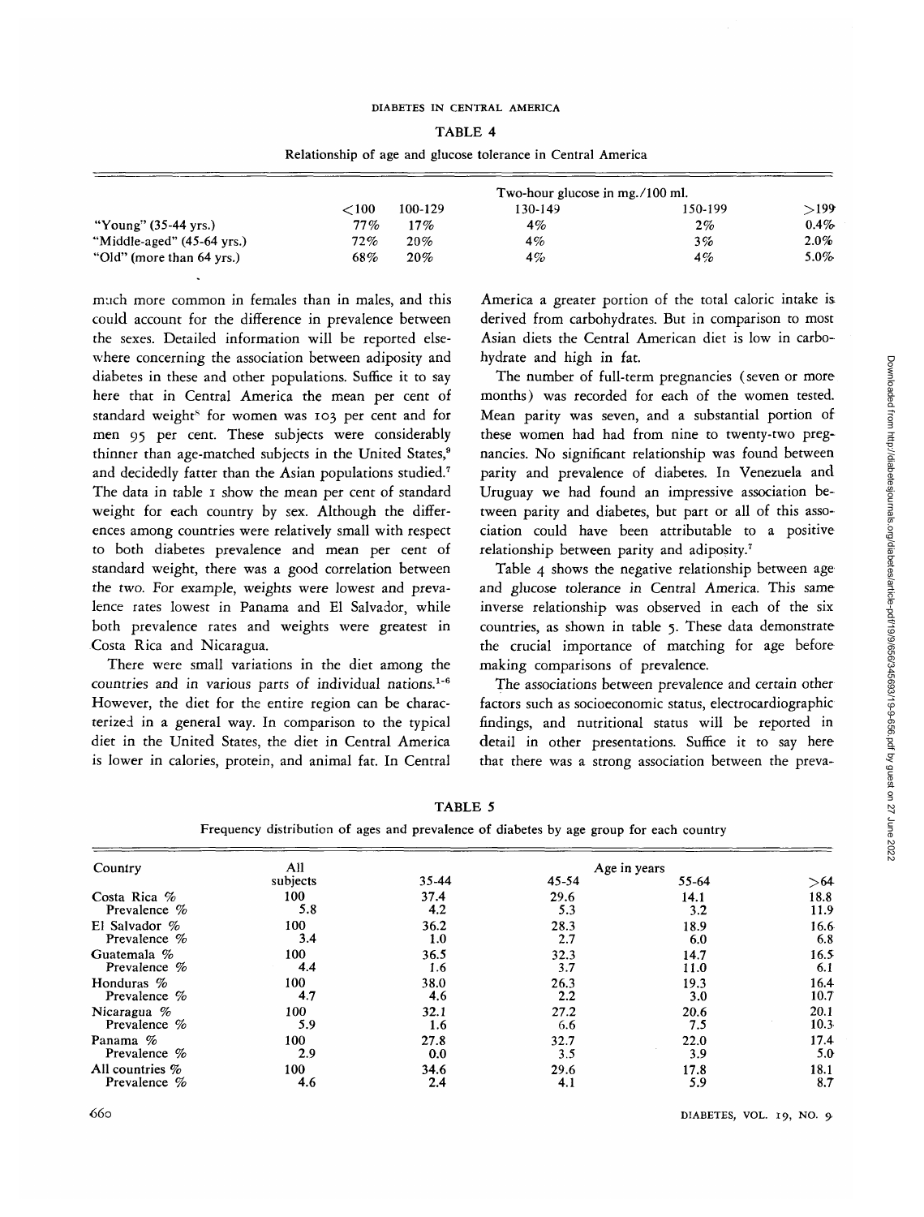TABLE 4

Relationship of age and glucose tolerance in Central America

| | Two-hour glucose in mg./100 ml. | | | | |
|---|---|---|---|---|---|
| | <100 | 100-129 | 130-149 | 150-199 | >199 |
| "Young" (35-44 yrs.) | 77% | 17% | 4% | 2% | 0.4% |
| "Middle-aged" (45-64 yrs.) | 72% | 20% | 4% | 3% | 2.0% |
| "Old" (more than 64 yrs.) | 68% | 20% | 4% | 4% | 5.0% |

much more common in females than in males, and this could account for the difference in prevalence between the sexes. Detailed information will be reported elsewhere concerning the association between adiposity and diabetes in these and other populations. Suffice it to say here that in Central America the mean per cent of standard weight[8] for women was 103 per cent and for men 95 per cent. These subjects were considerably thinner than age-matched subjects in the United States,[9] and decidedly fatter than the Asian populations studied.[7] The data in table 1 show the mean per cent of standard weight for each country by sex. Although the differences among countries were relatively small with respect to both diabetes prevalence and mean per cent of standard weight, there was a good correlation between the two. For example, weights were lowest and prevalence rates lowest in Panama and El Salvador, while both prevalence rates and weights were greatest in Costa Rica and Nicaragua.

There were small variations in the diet among the countries and in various parts of individual nations.[1-6] However, the diet for the entire region can be characterized in a general way. In comparison to the typical diet in the United States, the diet in Central America is lower in calories, protein, and animal fat. In Central America a greater portion of the total caloric intake is derived from carbohydrates. But in comparison to most Asian diets the Central American diet is low in carbohydrate and high in fat.

The number of full-term pregnancies (seven or more months) was recorded for each of the women tested. Mean parity was seven, and a substantial portion of these women had had from nine to twenty-two pregnancies. No significant relationship was found between parity and prevalence of diabetes. In Venezuela and Uruguay we had found an impressive association between parity and diabetes, but part or all of this association could have been attributable to a positive relationship between parity and adiposity.[7]

Table 4 shows the negative relationship between age and glucose tolerance in Central America. This same inverse relationship was observed in each of the six countries, as shown in table 5. These data demonstrate the crucial importance of matching for age before making comparisons of prevalence.

The associations between prevalence and certain other factors such as socioeconomic status, electrocardiographic findings, and nutritional status will be reported in detail in other presentations. Suffice it to say here that there was a strong association between the preva-

TABLE 5

Frequency distribution of ages and prevalence of diabetes by age group for each country

| Country | All subjects | Age in years | | | |
|---|---|---|---|---|---|
| | | 35-44 | 45-54 | 55-64 | >64 |
| Costa Rica % | 100 | 37.4 | 29.6 | 14.1 | 18.8 |
| Prevalence % | 5.8 | 4.2 | 5.3 | 3.2 | 11.9 |
| El Salvador % | 100 | 36.2 | 28.3 | 18.9 | 16.6 |
| Prevalence % | 3.4 | 1.0 | 2.7 | 6.0 | 6.8 |
| Guatemala % | 100 | 36.5 | 32.3 | 14.7 | 16.5 |
| Prevalence % | 4.4 | 1.6 | 3.7 | 11.0 | 6.1 |
| Honduras % | 100 | 38.0 | 26.3 | 19.3 | 16.4 |
| Prevalence % | 4.7 | 4.6 | 2.2 | 3.0 | 10.7 |
| Nicaragua % | 100 | 32.1 | 27.2 | 20.6 | 20.1 |
| Prevalence % | 5.9 | 1.6 | 6.6 | 7.5 | 10.3 |
| Panama % | 100 | 27.8 | 32.7 | 22.0 | 17.4 |
| Prevalence % | 2.9 | 0.0 | 3.5 | 3.9 | 5.0 |
| All countries % | 100 | 34.6 | 29.6 | 17.8 | 18.1 |
| Prevalence % | 4.6 | 2.4 | 4.1 | 5.9 | 8.7 |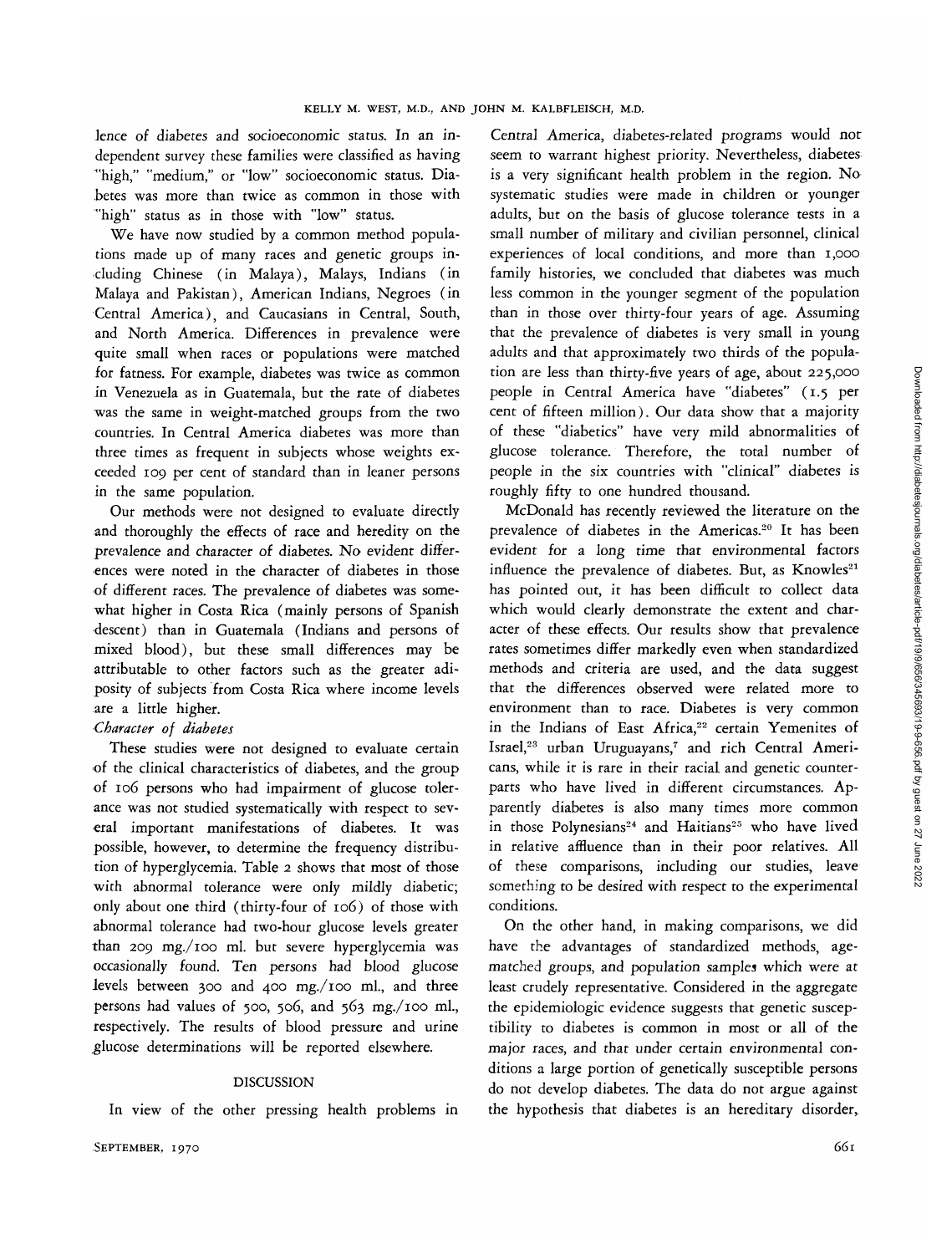lence of diabetes and socioeconomic status. In an independent survey these families were classified as having "high," "medium," or "low" socioeconomic status. Diabetes was more than twice as common in those with "high" status as in those with "low" status.

We have now studied by a common method populations made up of many races and genetic groups including Chinese (in Malaya), Malays, Indians (in Malaya and Pakistan), American Indians, Negroes (in Central America), and Caucasians in Central, South, and North America. Differences in prevalence were quite small when races or populations were matched for fatness. For example, diabetes was twice as common in Venezuela as in Guatemala, but the rate of diabetes was the same in weight-matched groups from the two countries. In Central America diabetes was more than three times as frequent in subjects whose weights exceeded 109 per cent of standard than in leaner persons in the same population.

Our methods were not designed to evaluate directly and thoroughly the effects of race and heredity on the prevalence and character of diabetes. No evident differences were noted in the character of diabetes in those of different races. The prevalence of diabetes was somewhat higher in Costa Rica (mainly persons of Spanish descent) than in Guatemala (Indians and persons of mixed blood), but these small differences may be attributable to other factors such as the greater adiposity of subjects from Costa Rica where income levels are a little higher.

*Character of diabetes*

These studies were not designed to evaluate certain of the clinical characteristics of diabetes, and the group of 106 persons who had impairment of glucose tolerance was not studied systematically with respect to several important manifestations of diabetes. It was possible, however, to determine the frequency distribution of hyperglycemia. Table 2 shows that most of those with abnormal tolerance were only mildly diabetic; only about one third (thirty-four of 106) of those with abnormal tolerance had two-hour glucose levels greater than 209 mg./100 ml. but severe hyperglycemia was occasionally found. Ten persons had blood glucose levels between 300 and 400 mg./100 ml., and three persons had values of 500, 506, and 563 mg./100 ml., respectively. The results of blood pressure and urine glucose determinations will be reported elsewhere.

## DISCUSSION

In view of the other pressing health problems in Central America, diabetes-related programs would not seem to warrant highest priority. Nevertheless, diabetes is a very significant health problem in the region. No systematic studies were made in children or younger adults, but on the basis of glucose tolerance tests in a small number of military and civilian personnel, clinical experiences of local conditions, and more than 1,000 family histories, we concluded that diabetes was much less common in the younger segment of the population than in those over thirty-four years of age. Assuming that the prevalence of diabetes is very small in young adults and that approximately two thirds of the population are less than thirty-five years of age, about 225,000 people in Central America have "diabetes" (1.5 per cent of fifteen million). Our data show that a majority of these "diabetics" have very mild abnormalities of glucose tolerance. Therefore, the total number of people in the six countries with "clinical" diabetes is roughly fifty to one hundred thousand.

McDonald has recently reviewed the literature on the prevalence of diabetes in the Americas.[20] It has been evident for a long time that environmental factors influence the prevalence of diabetes. But, as Knowles[21] has pointed out, it has been difficult to collect data which would clearly demonstrate the extent and character of these effects. Our results show that prevalence rates sometimes differ markedly even when standardized methods and criteria are used, and the data suggest that the differences observed were related more to environment than to race. Diabetes is very common in the Indians of East Africa,[22] certain Yemenites of Israel,[23] urban Uruguayans,[7] and rich Central Americans, while it is rare in their racial and genetic counterparts who have lived in different circumstances. Apparently diabetes is also many times more common in those Polynesians[24] and Haitians[25] who have lived in relative affluence than in their poor relatives. All of these comparisons, including our studies, leave something to be desired with respect to the experimental conditions.

On the other hand, in making comparisons, we did have the advantages of standardized methods, age-matched groups, and population samples which were at least crudely representative. Considered in the aggregate the epidemiologic evidence suggests that genetic susceptibility to diabetes is common in most or all of the major races, and that under certain environmental conditions a large portion of genetically susceptible persons do not develop diabetes. The data do not argue against the hypothesis that diabetes is an hereditary disorder,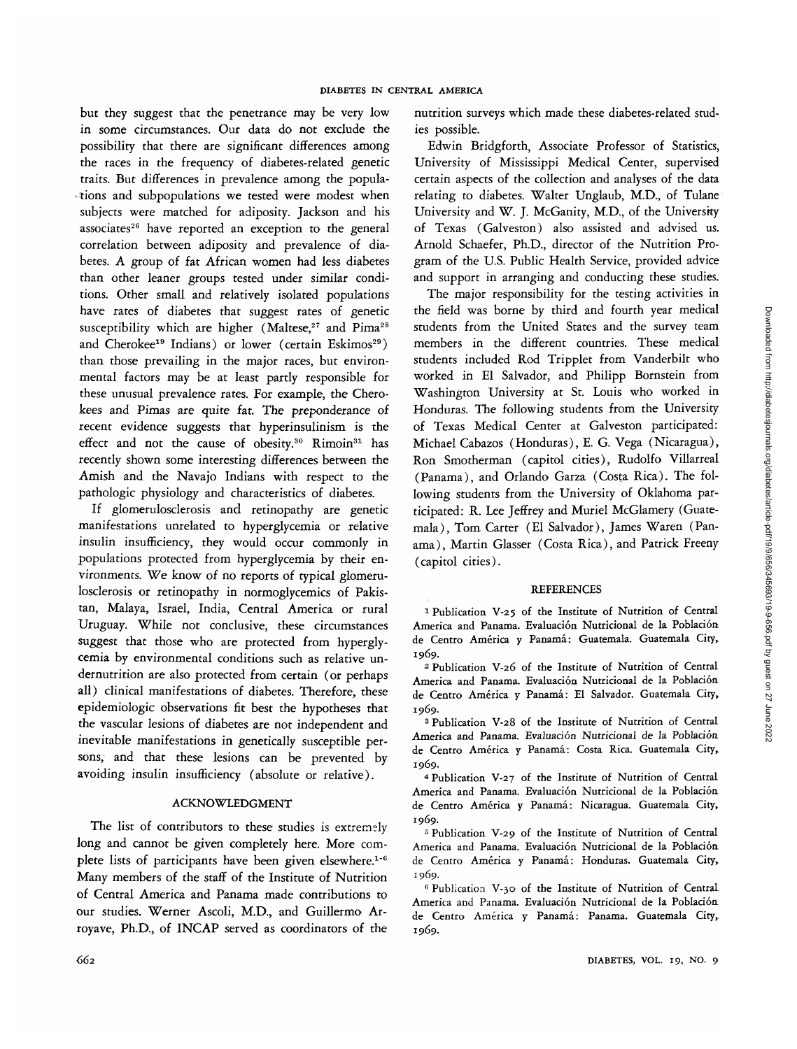but they suggest that the penetrance may be very low in some circumstances. Our data do not exclude the possibility that there are significant differences among the races in the frequency of diabetes-related genetic traits. But differences in prevalence among the populations and subpopulations we tested were modest when subjects were matched for adiposity. Jackson and his associates[26] have reported an exception to the general correlation between adiposity and prevalence of diabetes. A group of fat African women had less diabetes than other leaner groups tested under similar conditions. Other small and relatively isolated populations have rates of diabetes that suggest rates of genetic susceptibility which are higher (Maltese,[27] and Pima[28] and Cherokee[19] Indians) or lower (certain Eskimos[29]) than those prevailing in the major races, but environmental factors may be at least partly responsible for these unusual prevalence rates. For example, the Cherokees and Pimas are quite fat. The preponderance of recent evidence suggests that hyperinsulinism is the effect and not the cause of obesity.[30] Rimoin[31] has recently shown some interesting differences between the Amish and the Navajo Indians with respect to the pathologic physiology and characteristics of diabetes.

If glomerulosclerosis and retinopathy are genetic manifestations unrelated to hyperglycemia or relative insulin insufficiency, they would occur commonly in populations protected from hyperglycemia by their environments. We know of no reports of typical glomerulosclerosis or retinopathy in normoglycemics of Pakistan, Malaya, Israel, India, Central America or rural Uruguay. While not conclusive, these circumstances suggest that those who are protected from hyperglycemia by environmental conditions such as relative undernutrition are also protected from certain (or perhaps all) clinical manifestations of diabetes. Therefore, these epidemiologic observations fit best the hypotheses that the vascular lesions of diabetes are not independent and inevitable manifestations in genetically susceptible persons, and that these lesions can be prevented by avoiding insulin insufficiency (absolute or relative).

## ACKNOWLEDGMENT

The list of contributors to these studies is extremely long and cannot be given completely here. More complete lists of participants have been given elsewhere.[1-6] Many members of the staff of the Institute of Nutrition of Central America and Panama made contributions to our studies. Werner Ascoli, M.D., and Guillermo Arroyave, Ph.D., of INCAP served as coordinators of the nutrition surveys which made these diabetes-related studies possible.

Edwin Bridgforth, Associate Professor of Statistics, University of Mississippi Medical Center, supervised certain aspects of the collection and analyses of the data relating to diabetes. Walter Unglaub, M.D., of Tulane University and W. J. McGanity, M.D., of the University of Texas (Galveston) also assisted and advised us. Arnold Schaefer, Ph.D., director of the Nutrition Program of the U.S. Public Health Service, provided advice and support in arranging and conducting these studies.

The major responsibility for the testing activities in the field was borne by third and fourth year medical students from the United States and the survey team members in the different countries. These medical students included Rod Tripplet from Vanderbilt who worked in El Salvador, and Philipp Bornstein from Washington University at St. Louis who worked in Honduras. The following students from the University of Texas Medical Center at Galveston participated: Michael Cabazos (Honduras), E. G. Vega (Nicaragua), Ron Smotherman (capitol cities), Rudolfo Villarreal (Panama), and Orlando Garza (Costa Rica). The following students from the University of Oklahoma participated: R. Lee Jeffrey and Muriel McGlamery (Guatemala), Tom Carter (El Salvador), James Waren (Panama), Martin Glasser (Costa Rica), and Patrick Freeny (capitol cities).

## REFERENCES

1 Publication V-25 of the Institute of Nutrition of Central America and Panama. Evaluación Nutricional de la Población de Centro América y Panamá: Guatemala. Guatemala City, 1969.

2 Publication V-26 of the Institute of Nutrition of Central America and Panama. Evaluación Nutricional de la Población de Centro América y Panamá: El Salvador. Guatemala City, 1969.

3 Publication V-28 of the Institute of Nutrition of Central America and Panama. Evaluación Nutricional de la Población de Centro América y Panamá: Costa Rica. Guatemala City, 1969.

4 Publication V-27 of the Institute of Nutrition of Central America and Panama. Evaluación Nutricional de la Población de Centro América y Panamá: Nicaragua. Guatemala City, 1969.

5 Publication V-29 of the Institute of Nutrition of Central America and Panama. Evaluación Nutricional de la Población de Centro América y Panamá: Honduras. Guatemala City, 1969.

6 Publication V-30 of the Institute of Nutrition of Central America and Panama. Evaluación Nutricional de la Población de Centro América y Panamá: Panama. Guatemala City, 1969.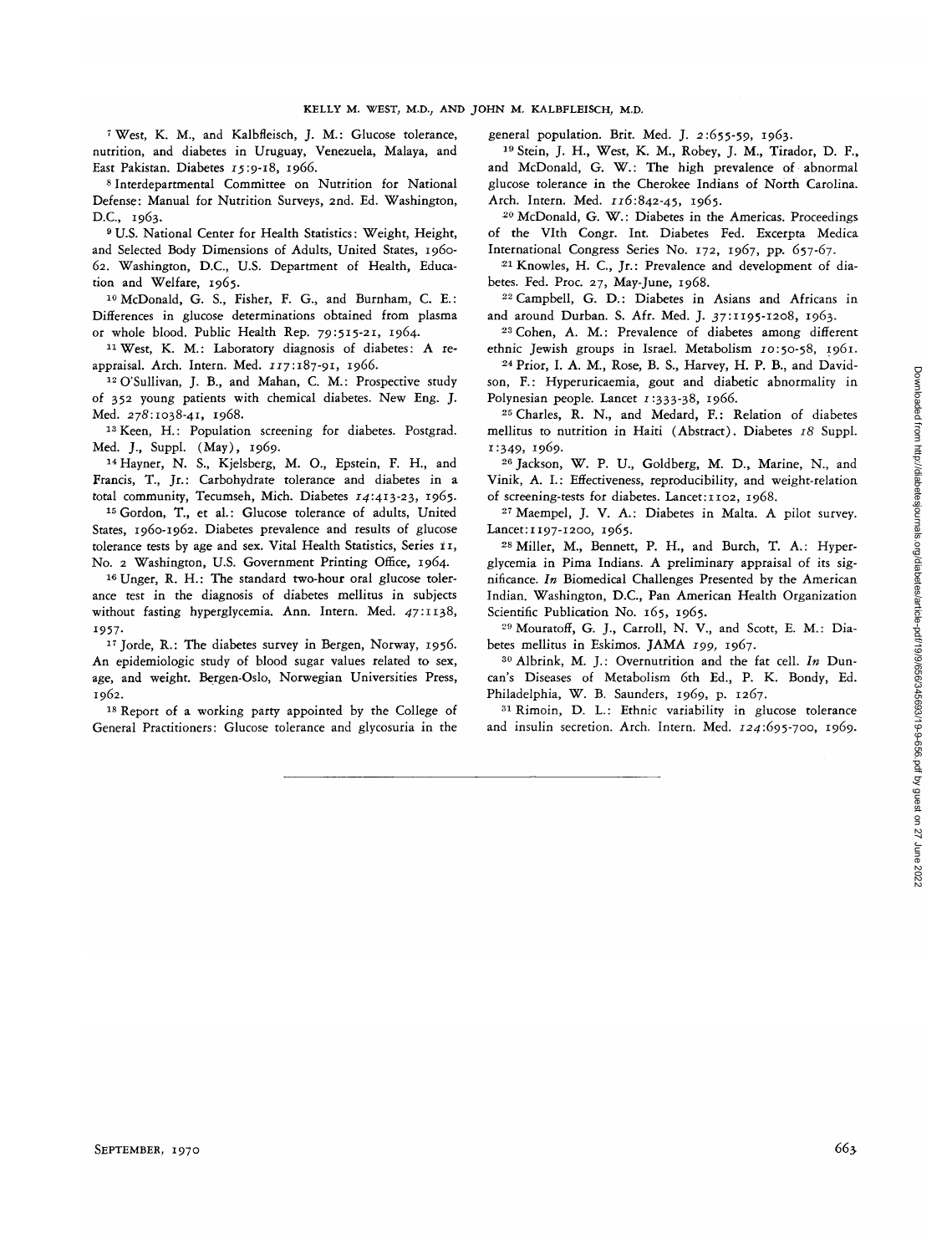[7] West, K. M., and Kalbfleisch, J. M.: Glucose tolerance, nutrition, and diabetes in Uruguay, Venezuela, Malaya, and East Pakistan. Diabetes *15*:9-18, 1966.

[8] Interdepartmental Committee on Nutrition for National Defense: Manual for Nutrition Surveys, 2nd. Ed. Washington, D.C., 1963.

[9] U.S. National Center for Health Statistics: Weight, Height, and Selected Body Dimensions of Adults, United States, 1960-62. Washington, D.C., U.S. Department of Health, Education and Welfare, 1965.

[10] McDonald, G. S., Fisher, F. G., and Burnham, C. E.: Differences in glucose determinations obtained from plasma or whole blood. Public Health Rep. 79:515-21, 1964.

[11] West, K. M.: Laboratory diagnosis of diabetes: A reappraisal. Arch. Intern. Med. *117*:187-91, 1966.

[12] O'Sullivan, J. B., and Mahan, C. M.: Prospective study of 352 young patients with chemical diabetes. New Eng. J. Med. *278*:1038-41, 1968.

[13] Keen, H.: Population screening for diabetes. Postgrad. Med. J., Suppl. (May), 1969.

[14] Hayner, N. S., Kjelsberg, M. O., Epstein, F. H., and Francis, T., Jr.: Carbohydrate tolerance and diabetes in a total community, Tecumseh, Mich. Diabetes *14*:413-23, 1965.

[15] Gordon, T., et al.: Glucose tolerance of adults, United States, 1960-1962. Diabetes prevalence and results of glucose tolerance tests by age and sex. Vital Health Statistics, Series 11, No. 2 Washington, U.S. Government Printing Office, 1964.

[16] Unger, R. H.: The standard two-hour oral glucose tolerance test in the diagnosis of diabetes mellitus in subjects without fasting hyperglycemia. Ann. Intern. Med. *47*:1138, 1957.

[17] Jorde, R.: The diabetes survey in Bergen, Norway, 1956. An epidemiologic study of blood sugar values related to sex, age, and weight. Bergen-Oslo, Norwegian Universities Press, 1962.

[18] Report of a working party appointed by the College of General Practitioners: Glucose tolerance and glycosuria in the general population. Brit. Med. J. *2*:655-59, 1963.

[19] Stein, J. H., West, K. M., Robey, J. M., Tirador, D. F., and McDonald, G. W.: The high prevalence of abnormal glucose tolerance in the Cherokee Indians of North Carolina. Arch. Intern. Med. *116*:842-45, 1965.

[20] McDonald, G. W.: Diabetes in the Americas. Proceedings of the VIth Congr. Int. Diabetes Fed. Excerpta Medica International Congress Series No. 172, 1967, pp. 657-67.

[21] Knowles, H. C., Jr.: Prevalence and development of diabetes. Fed. Proc. 27, May-June, 1968.

[22] Campbell, G. D.: Diabetes in Asians and Africans in and around Durban. S. Afr. Med. J. *37*:1195-1208, 1963.

[23] Cohen, A. M.: Prevalence of diabetes among different ethnic Jewish groups in Israel. Metabolism *10*:50-58, 1961.

[24] Prior, I. A. M., Rose, B. S., Harvey, H. P. B., and Davidson, F.: Hyperuricaemia, gout and diabetic abnormality in Polynesian people. Lancet *1*:333-38, 1966.

[25] Charles, R. N., and Medard, F.: Relation of diabetes mellitus to nutrition in Haiti (Abstract). Diabetes *18* Suppl. *1*:349, 1969.

[26] Jackson, W. P. U., Goldberg, M. D., Marine, N., and Vinik, A. I.: Effectiveness, reproducibility, and weight-relation of screening-tests for diabetes. Lancet:1102, 1968.

[27] Maempel, J. V. A.: Diabetes in Malta. A pilot survey. Lancet:1197-1200, 1965.

[28] Miller, M., Bennett, P. H., and Burch, T. A.: Hyperglycemia in Pima Indians. A preliminary appraisal of its significance. *In* Biomedical Challenges Presented by the American Indian. Washington, D.C., Pan American Health Organization Scientific Publication No. 165, 1965.

[29] Mouratoff, G. J., Carroll, N. V., and Scott, E. M.: Diabetes mellitus in Eskimos. JAMA *199*, 1967.

[30] Albrink, M. J.: Overnutrition and the fat cell. *In* Duncan's Diseases of Metabolism 6th Ed., P. K. Bondy, Ed. Philadelphia, W. B. Saunders, 1969, p. 1267.

[31] Rimoin, D. L.: Ethnic variability in glucose tolerance and insulin secretion. Arch. Intern. Med. *124*:695-700, 1969.